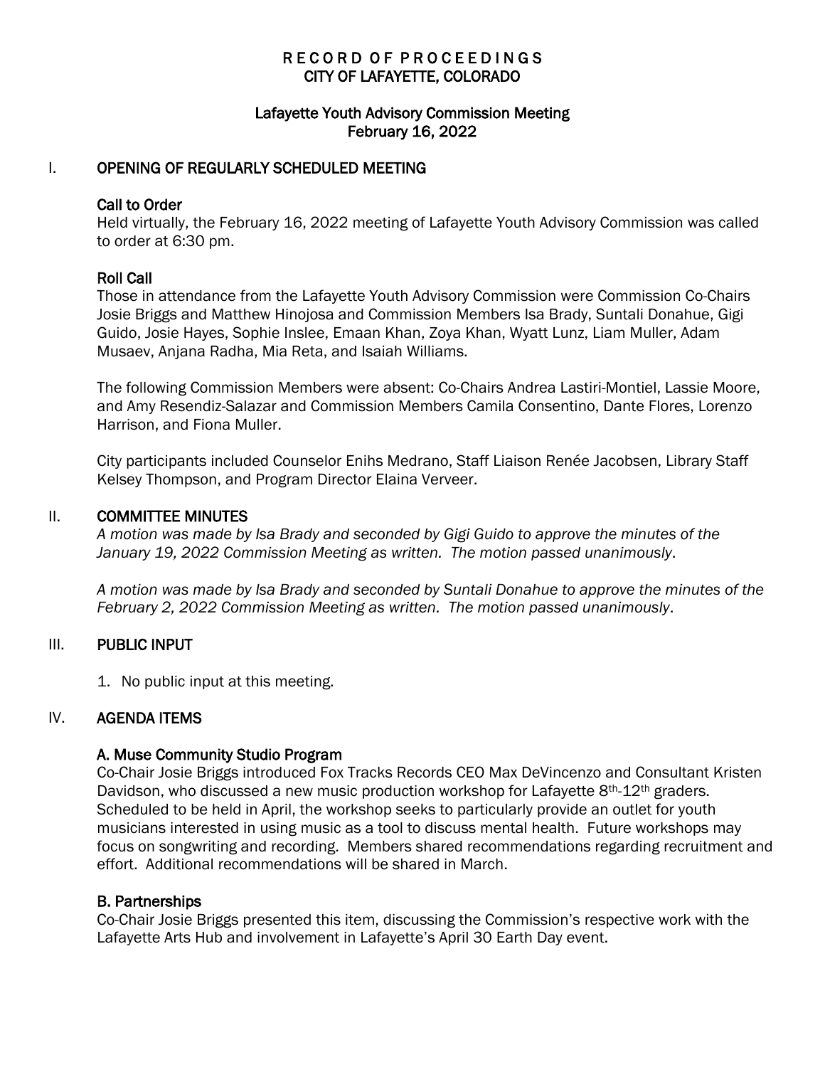# RECORD OF PROCEEDINGS
# CITY OF LAFAYETTE, COLORADO

## Lafayette Youth Advisory Commission Meeting
## February 16, 2022

## I. OPENING OF REGULARLY SCHEDULED MEETING

### Call to Order

Held virtually, the February 16, 2022 meeting of Lafayette Youth Advisory Commission was called to order at 6:30 pm.

### Roll Call

Those in attendance from the Lafayette Youth Advisory Commission were Commission Co-Chairs Josie Briggs and Matthew Hinojosa and Commission Members Isa Brady, Suntali Donahue, Gigi Guido, Josie Hayes, Sophie Inslee, Emaan Khan, Zoya Khan, Wyatt Lunz, Liam Muller, Adam Musaev, Anjana Radha, Mia Reta, and Isaiah Williams.

The following Commission Members were absent: Co-Chairs Andrea Lastiri-Montiel, Lassie Moore, and Amy Resendiz-Salazar and Commission Members Camila Consentino, Dante Flores, Lorenzo Harrison, and Fiona Muller.

City participants included Counselor Enihs Medrano, Staff Liaison Renée Jacobsen, Library Staff Kelsey Thompson, and Program Director Elaina Verveer.

## II. COMMITTEE MINUTES

*A motion was made by Isa Brady and seconded by Gigi Guido to approve the minutes of the January 19, 2022 Commission Meeting as written. The motion passed unanimously.*

*A motion was made by Isa Brady and seconded by Suntali Donahue to approve the minutes of the February 2, 2022 Commission Meeting as written. The motion passed unanimously.*

## III. PUBLIC INPUT

1. No public input at this meeting.

## IV. AGENDA ITEMS

### A. Muse Community Studio Program

Co-Chair Josie Briggs introduced Fox Tracks Records CEO Max DeVincenzo and Consultant Kristen Davidson, who discussed a new music production workshop for Lafayette 8th-12th graders. Scheduled to be held in April, the workshop seeks to particularly provide an outlet for youth musicians interested in using music as a tool to discuss mental health. Future workshops may focus on songwriting and recording. Members shared recommendations regarding recruitment and effort. Additional recommendations will be shared in March.

### B. Partnerships

Co-Chair Josie Briggs presented this item, discussing the Commission's respective work with the Lafayette Arts Hub and involvement in Lafayette's April 30 Earth Day event.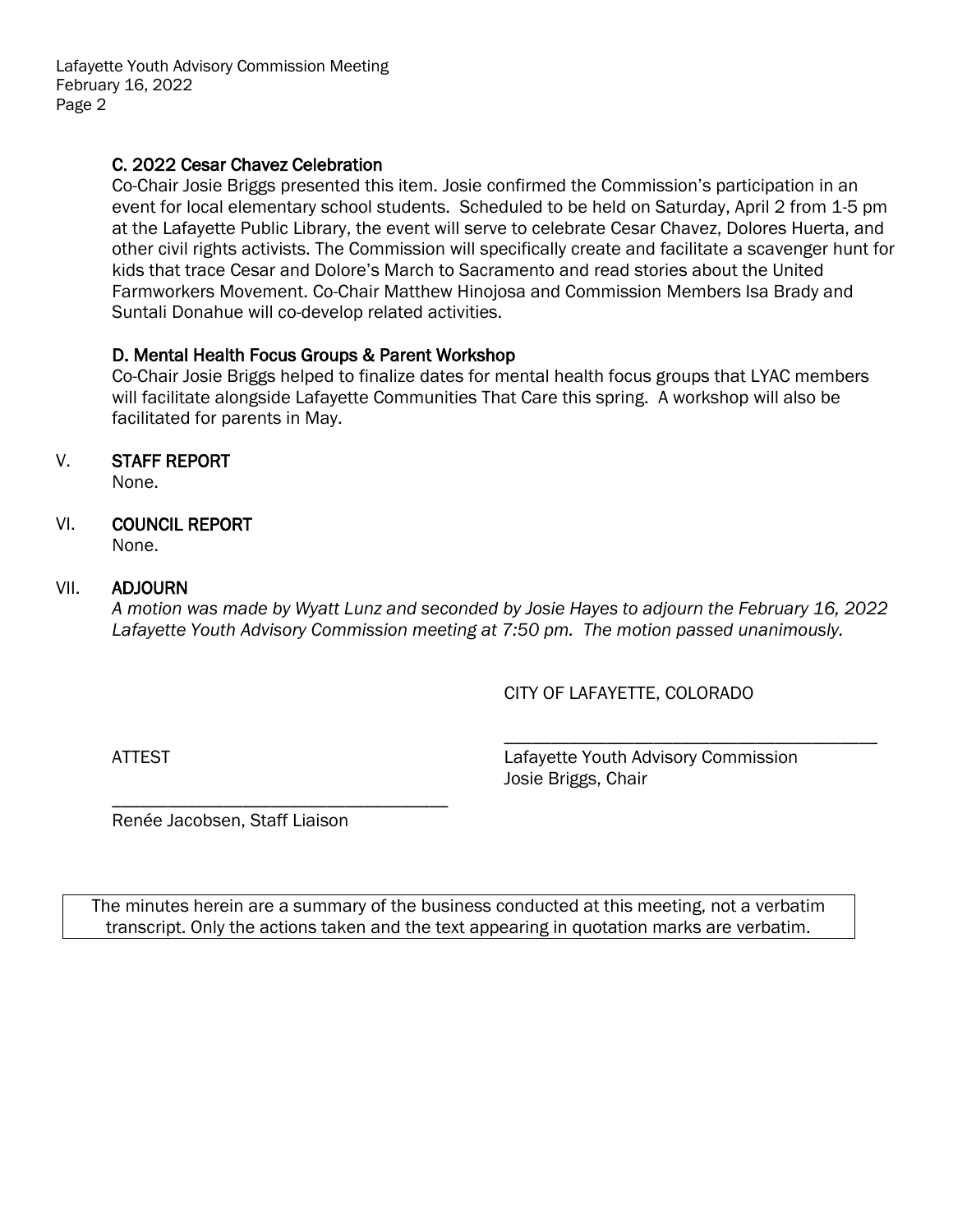### C. 2022 Cesar Chavez Celebration

Co-Chair Josie Briggs presented this item. Josie confirmed the Commission's participation in an event for local elementary school students. Scheduled to be held on Saturday, April 2 from 1-5 pm at the Lafayette Public Library, the event will serve to celebrate Cesar Chavez, Dolores Huerta, and other civil rights activists. The Commission will specifically create and facilitate a scavenger hunt for kids that trace Cesar and Dolore's March to Sacramento and read stories about the United Farmworkers Movement. Co-Chair Matthew Hinojosa and Commission Members Isa Brady and Suntali Donahue will co-develop related activities.

### D. Mental Health Focus Groups & Parent Workshop

Co-Chair Josie Briggs helped to finalize dates for mental health focus groups that LYAC members will facilitate alongside Lafayette Communities That Care this spring. A workshop will also be facilitated for parents in May.

## V. STAFF REPORT

None.

## VI. COUNCIL REPORT

None.

## VII. ADJOURN

*A motion was made by Wyatt Lunz and seconded by Josie Hayes to adjourn the February 16, 2022 Lafayette Youth Advisory Commission meeting at 7:50 pm. The motion passed unanimously.*

CITY OF LAFAYETTE, COLORADO

\_\_\_\_\_\_\_\_\_\_\_\_\_\_\_\_\_\_\_\_\_\_\_\_\_\_\_\_\_\_\_\_\_\_\_\_\_\_\_\_

Lafayette Youth Advisory Commission
Josie Briggs, Chair

ATTEST

\_\_\_\_\_\_\_\_\_\_\_\_\_\_\_\_\_\_\_\_\_\_\_\_\_\_\_\_\_\_\_\_\_\_\_\_

Renée Jacobsen, Staff Liaison

The minutes herein are a summary of the business conducted at this meeting, not a verbatim transcript. Only the actions taken and the text appearing in quotation marks are verbatim.